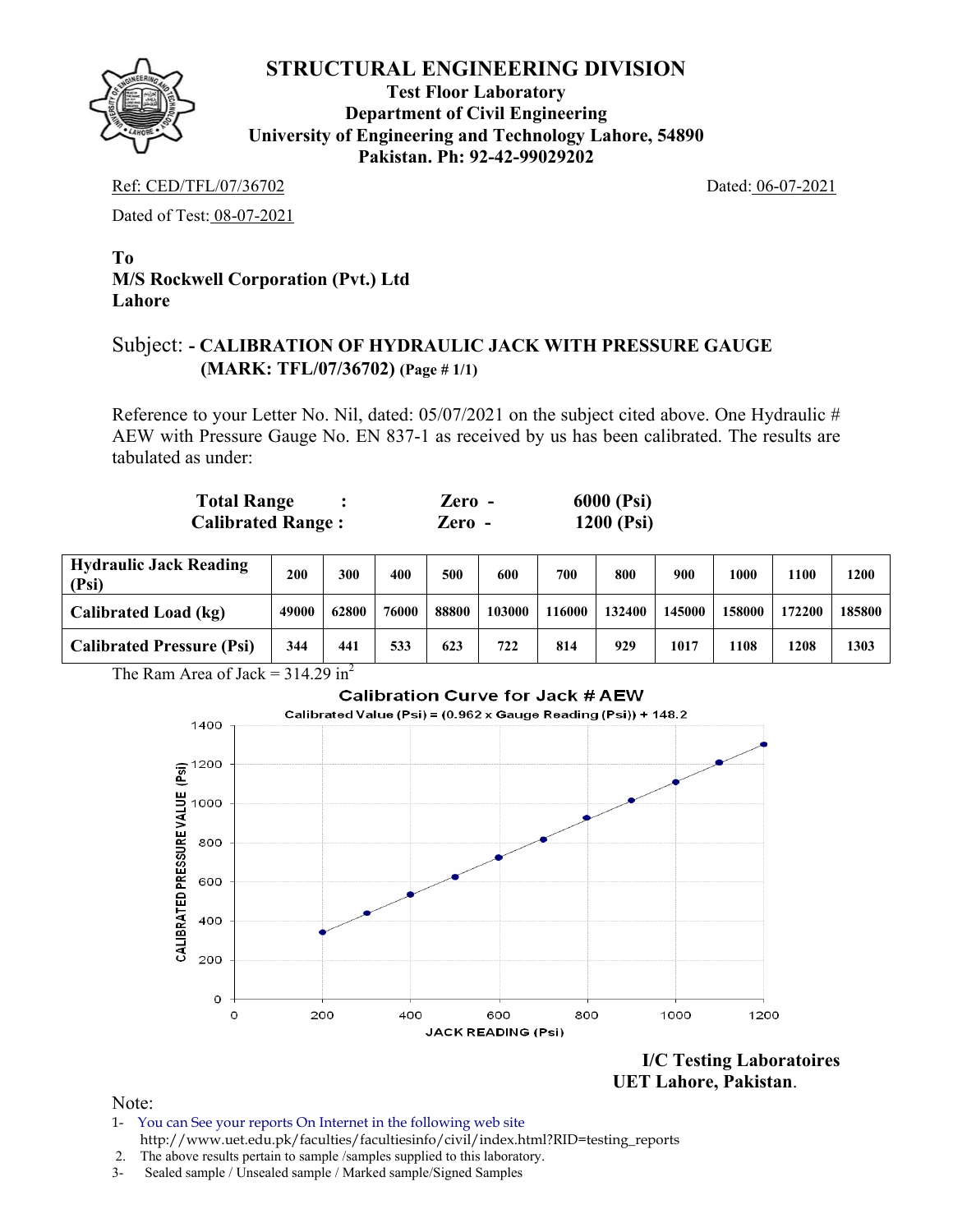# STRUCTURAL ENGINEERING DIVISION

**Test Floor Laboratory**
**Department of Civil Engineering**
**University of Engineering and Technology Lahore, 54890**
**Pakistan. Ph: 92-42-99029202**

Ref: CED/TFL/07/36702 Dated: 06-07-2021

Dated of Test: 08-07-2021

**To**
**M/S Rockwell Corporation (Pvt.) Ltd**
**Lahore**

Subject: **- CALIBRATION OF HYDRAULIC JACK WITH PRESSURE GAUGE (MARK: TFL/07/36702)** **(Page # 1/1)**

Reference to your Letter No. Nil, dated: 05/07/2021 on the subject cited above. One Hydraulic # AEW with Pressure Gauge No. EN 837-1 as received by us has been calibrated. The results are tabulated as under:

| | | | |
|---|---|---|---|
| **Total Range** | **:** | **Zero -** | **6000 (Psi)** |
| **Calibrated Range :** | | **Zero -** | **1200 (Psi)** |

| **Hydraulic Jack Reading (Psi)** | **200** | **300** | **400** | **500** | **600** | **700** | **800** | **900** | **1000** | **1100** | **1200** |
|---|---|---|---|---|---|---|---|---|---|---|---|
| **Calibrated Load (kg)** | **49000** | **62800** | **76000** | **88800** | **103000** | **116000** | **132400** | **145000** | **158000** | **172200** | **185800** |
| **Calibrated Pressure (Psi)** | **344** | **441** | **533** | **623** | **722** | **814** | **929** | **1017** | **1108** | **1208** | **1303** |

The Ram Area of Jack = 314.29 $in^2$

**Calibration Curve for Jack # AEW**

Calibrated Value (Psi) = (0.962 x Gauge Reading (Psi)) + 148.2

**I/C Testing Laboratoires**
**UET Lahore, Pakistan.**

Note:

1- You can See your reports On Internet in the following web site http://www.uet.edu.pk/faculties/facultiesinfo/civil/index.html?RID=testing_reports
2. The above results pertain to sample /samples supplied to this laboratory.
3- Sealed sample / Unsealed sample / Marked sample/Signed Samples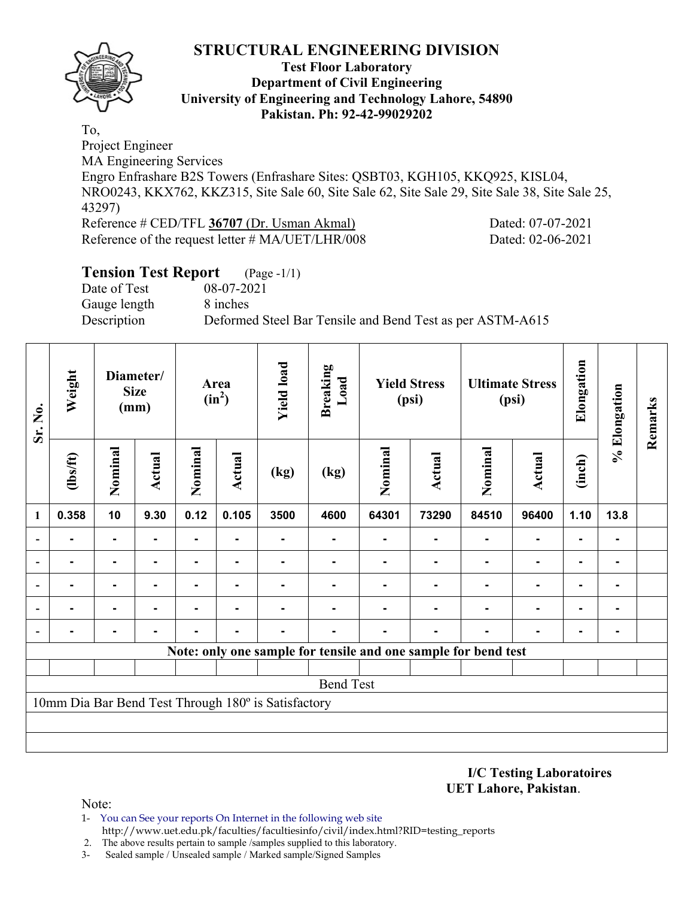## STRUCTURAL ENGINEERING DIVISION

**Test Floor Laboratory**
**Department of Civil Engineering**
**University of Engineering and Technology Lahore, 54890**
**Pakistan. Ph: 92-42-99029202**

To,
Project Engineer
MA Engineering Services
Engro Enfrashare B2S Towers (Enfrashare Sites: QSBT03, KGH105, KKQ925, KISL04, NRO0243, KKX762, KKZ315, Site Sale 60, Site Sale 62, Site Sale 29, Site Sale 38, Site Sale 25, 43297)

Reference # CED/TFL **36707** (Dr. Usman Akmal) Dated: 07-07-2021
Reference of the request letter # MA/UET/LHR/008 Dated: 02-06-2021

### Tension Test Report (Page -1/1)

Date of Test 08-07-2021
Gauge length 8 inches
Description Deformed Steel Bar Tensile and Bend Test as per ASTM-A615

| Sr. No. | Weight | Diameter/ Size (mm) | | Area ($in^2$) | | Yield load | Breaking Load | Yield Stress (psi) | | Ultimate Stress (psi) | | Elongation | % Elongation | Remarks |
|---|---|---|---|---|---|---|---|---|---|---|---|---|---|---|
| | (lbs/ft) | Nominal | Actual | Nominal | Actual | (kg) | (kg) | Nominal | Actual | Nominal | Actual | (inch) | | |
| **1** | **0.358** | **10** | **9.30** | **0.12** | **0.105** | **3500** | **4600** | **64301** | **73290** | **84510** | **96400** | **1.10** | **13.8** | |
| - | - | - | - | - | - | - | - | - | - | - | - | - | - | |
| - | - | - | - | - | - | - | - | - | - | - | - | - | - | |
| - | - | - | - | - | - | - | - | - | - | - | - | - | - | |
| - | - | - | - | - | - | - | - | - | - | - | - | - | - | |
| - | - | - | - | - | - | - | - | - | - | - | - | - | - | |
| **Note: only one sample for tensile and one sample for bend test** | | | | | | | | | | | | | | |
| | | | | | | | | | | | | | | |
| Bend Test | | | | | | | | | | | | | | |
| 10mm Dia Bar Bend Test Through 180º is Satisfactory | | | | | | | | | | | | | | |

**I/C Testing Laboratoires**
**UET Lahore, Pakistan**.

Note:

1- You can See your reports On Internet in the following web site
http://www.uet.edu.pk/faculties/facultiesinfo/civil/index.html?RID=testing_reports
2. The above results pertain to sample /samples supplied to this laboratory.
3- Sealed sample / Unsealed sample / Marked sample/Signed Samples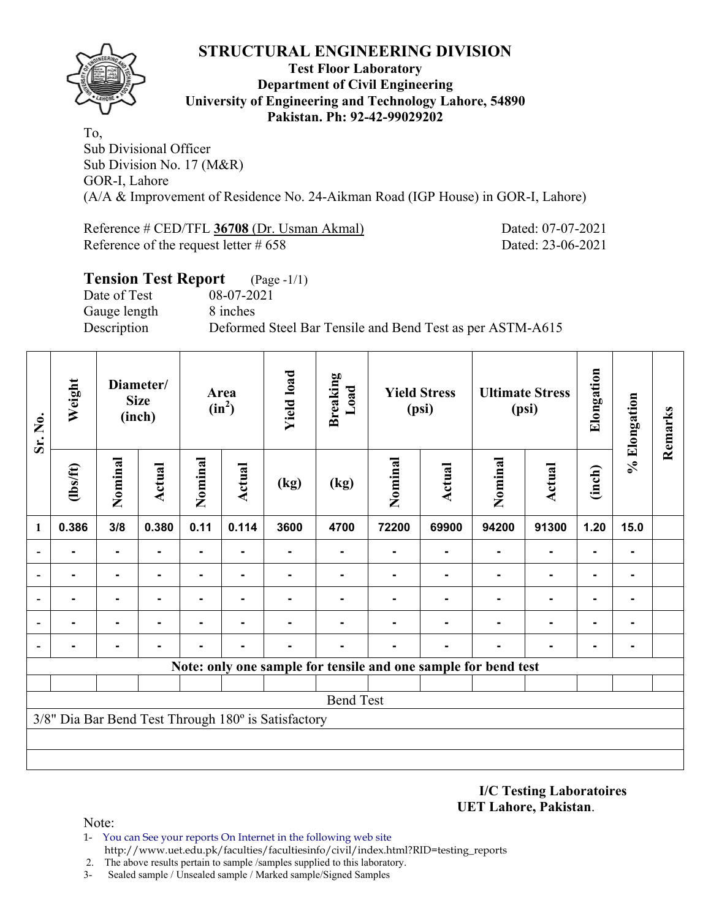# STRUCTURAL ENGINEERING DIVISION

**Test Floor Laboratory**
**Department of Civil Engineering**
**University of Engineering and Technology Lahore, 54890**
**Pakistan. Ph: 92-42-99029202**

To,
Sub Divisional Officer
Sub Division No. 17 (M&R)
GOR-I, Lahore
(A/A & Improvement of Residence No. 24-Aikman Road (IGP House) in GOR-I, Lahore)

Reference # CED/TFL **36708** (Dr. Usman Akmal) Dated: 07-07-2021
Reference of the request letter # 658 Dated: 23-06-2021

## Tension Test Report (Page -1/1)

Date of Test 08-07-2021
Gauge length 8 inches
Description Deformed Steel Bar Tensile and Bend Test as per ASTM-A615

| Sr. No. | Weight | Diameter/ Size (inch) | | Area ($in^2$) | | Yield load | Breaking Load | Yield Stress (psi) | | Ultimate Stress (psi) | | Elongation | % Elongation | Remarks |
|---|---|---|---|---|---|---|---|---|---|---|---|---|---|---|
| | (lbs/ft) | Nominal | Actual | Nominal | Actual | (kg) | (kg) | Nominal | Actual | Nominal | Actual | (inch) | | |
| 1 | 0.386 | 3/8 | 0.380 | 0.11 | 0.114 | 3600 | 4700 | 72200 | 69900 | 94200 | 91300 | 1.20 | 15.0 | |
| - | - | - | - | - | - | - | - | - | - | - | - | - | - | |
| - | - | - | - | - | - | - | - | - | - | - | - | - | - | |
| - | - | - | - | - | - | - | - | - | - | - | - | - | - | |
| - | - | - | - | - | - | - | - | - | - | - | - | - | - | |
| - | - | - | - | - | - | - | - | - | - | - | - | - | - | |
| **Note: only one sample for tensile and one sample for bend test** | | | | | | | | | | | | | | |
| | | | | | | | | | | | | | | |
| Bend Test | | | | | | | | | | | | | | |
| 3/8" Dia Bar Bend Test Through 180º is Satisfactory | | | | | | | | | | | | | | |

**I/C Testing Laboratoires**
**UET Lahore, Pakistan**.

Note:
1- You can See your reports On Internet in the following web site
http://www.uet.edu.pk/faculties/facultiesinfo/civil/index.html?RID=testing_reports
2. The above results pertain to sample /samples supplied to this laboratory.
3- Sealed sample / Unsealed sample / Marked sample/Signed Samples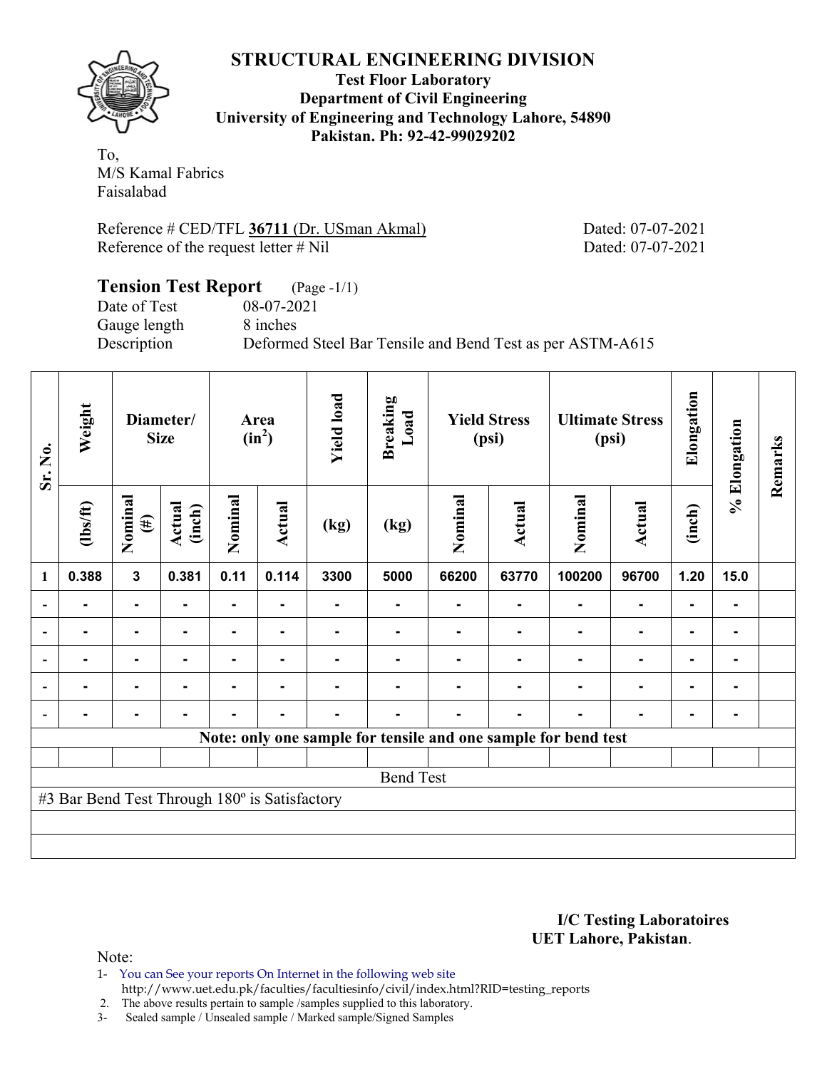# STRUCTURAL ENGINEERING DIVISION

**Test Floor Laboratory**
**Department of Civil Engineering**
**University of Engineering and Technology Lahore, 54890**
**Pakistan. Ph: 92-42-99029202**

To,
M/S Kamal Fabrics
Faisalabad

Reference # CED/TFL **36711** (Dr. USman Akmal) Dated: 07-07-2021
Reference of the request letter # Nil Dated: 07-07-2021

## Tension Test Report (Page -1/1)

Date of Test 08-07-2021
Gauge length 8 inches
Description Deformed Steel Bar Tensile and Bend Test as per ASTM-A615

| Sr. No. | Weight | Diameter/ Size | | Area ($in^2$) | | Yield load | Breaking Load | Yield Stress (psi) | | Ultimate Stress (psi) | | Elongation | % Elongation | Remarks |
|---|---|---|---|---|---|---|---|---|---|---|---|---|---|---|
| | (lbs/ft) | Nominal (#) | Actual (inch) | Nominal | Actual | (kg) | (kg) | Nominal | Actual | Nominal | Actual | (inch) | | |
| 1 | 0.388 | 3 | 0.381 | 0.11 | 0.114 | 3300 | 5000 | 66200 | 63770 | 100200 | 96700 | 1.20 | 15.0 | |
| - | - | - | - | - | - | - | - | - | - | - | - | - | - | |
| - | - | - | - | - | - | - | - | - | - | - | - | - | - | |
| - | - | - | - | - | - | - | - | - | - | - | - | - | - | |
| - | - | - | - | - | - | - | - | - | - | - | - | - | - | |
| - | - | - | - | - | - | - | - | - | - | - | - | - | - | |
| **Note: only one sample for tensile and one sample for bend test** | | | | | | | | | | | | | | |
| | | | | | | | | | | | | | | |
| Bend Test | | | | | | | | | | | | | | |
| #3 Bar Bend Test Through 180º is Satisfactory | | | | | | | | | | | | | | |

**I/C Testing Laboratoires**
**UET Lahore, Pakistan**.

Note:
1- You can See your reports On Internet in the following web site
http://www.uet.edu.pk/faculties/facultiesinfo/civil/index.html?RID=testing_reports
2. The above results pertain to sample /samples supplied to this laboratory.
3- Sealed sample / Unsealed sample / Marked sample/Signed Samples